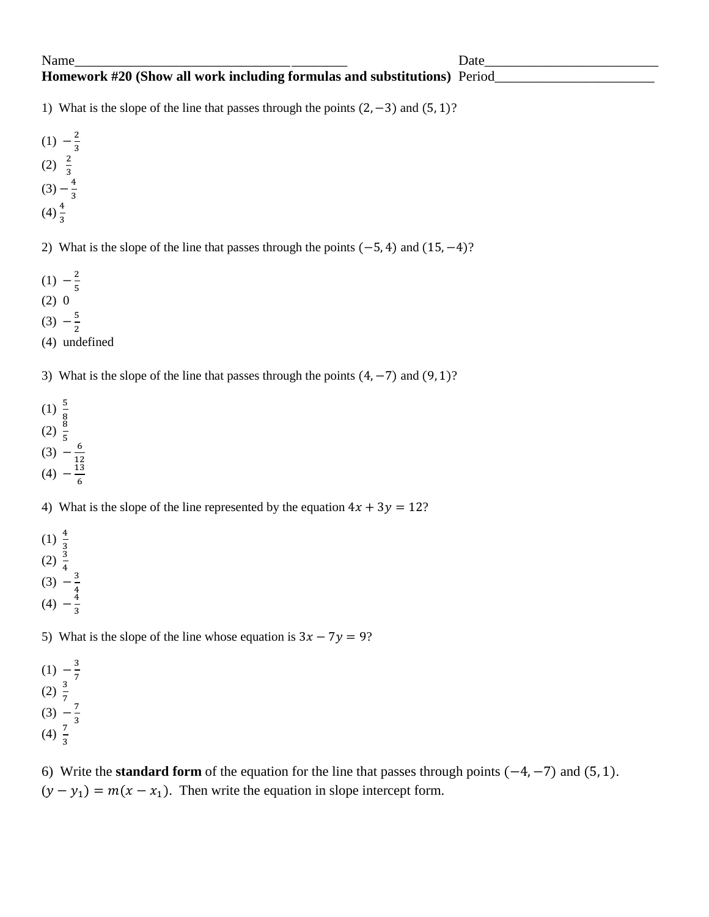Name________________________________________ Date__________________________

**Homework #20 (Show all work including formulas and substitutions)** Period________________________

1) What is the slope of the line that passes through the points $(2, -3)$ and $(5, 1)$?

(1) $-\frac{2}{3}$

(2) $\frac{2}{3}$

(3) $-\frac{4}{3}$

(4) $\frac{4}{3}$

2) What is the slope of the line that passes through the points $(-5, 4)$ and $(15, -4)$?

(1) $-\frac{2}{5}$

(2) 0

(3) $-\frac{5}{2}$

(4) undefined

3) What is the slope of the line that passes through the points $(4, -7)$ and $(9, 1)$?

(1) $\frac{5}{8}$

(2) $\frac{8}{5}$

(3) $-\frac{6}{12}$

(4) $-\frac{13}{6}$

4) What is the slope of the line represented by the equation $4x + 3y = 12$?

(1) $\frac{4}{3}$

(2) $\frac{3}{4}$

(3) $-\frac{3}{4}$

(4) $-\frac{4}{3}$

5) What is the slope of the line whose equation is $3x - 7y = 9$?

(1) $-\frac{3}{7}$

(2) $\frac{3}{7}$

(3) $-\frac{7}{3}$

(4) $\frac{7}{3}$

6) Write the **standard form** of the equation for the line that passes through points $(-4, -7)$ and $(5, 1)$. $(y - y_1) = m(x - x_1)$. Then write the equation in slope intercept form.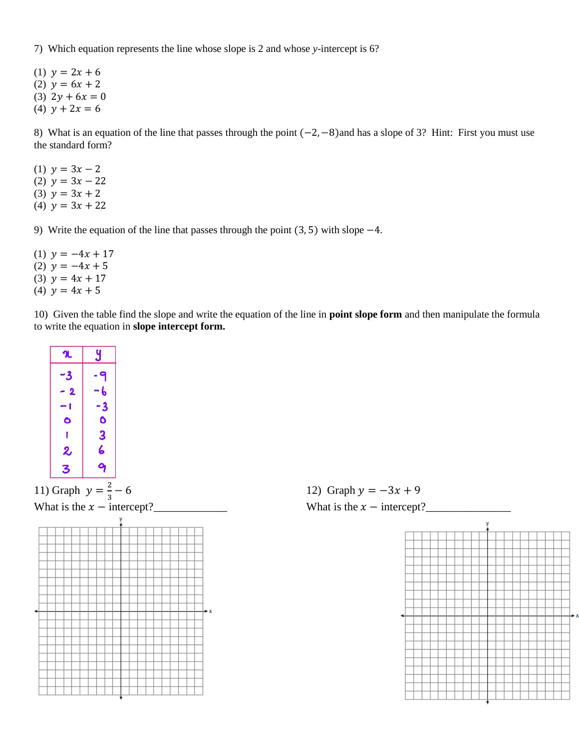7) Which equation represents the line whose slope is 2 and whose $y$-intercept is 6?

(1) $y = 2x + 6$
(2) $y = 6x + 2$
(3) $2y + 6x = 0$
(4) $y + 2x = 6$

8) What is an equation of the line that passes through the point $(-2, -8)$and has a slope of 3? Hint: First you must use the standard form?

(1) $y = 3x - 2$
(2) $y = 3x - 22$
(3) $y = 3x + 2$
(4) $y = 3x + 22$

9) Write the equation of the line that passes through the point $(3, 5)$ with slope $-4$.

(1) $y = -4x + 17$
(2) $y = -4x + 5$
(3) $y = 4x + 17$
(4) $y = 4x + 5$

10) Given the table find the slope and write the equation of the line in **point slope form** and then manipulate the formula to write the equation in **slope intercept form.**

| x | y |
|---|---|
| -3 | -9 |
| -2 | -6 |
| -1 | -3 |
| 0 | 0 |
| 1 | 3 |
| 2 | 6 |
| 3 | 9 |

11) Graph $y = \frac{2}{3} - 6$

What is the $x -$ intercept?_____________

y

x

12) Graph $y = -3x + 9$

What is the $x -$ intercept?_______________

y

x